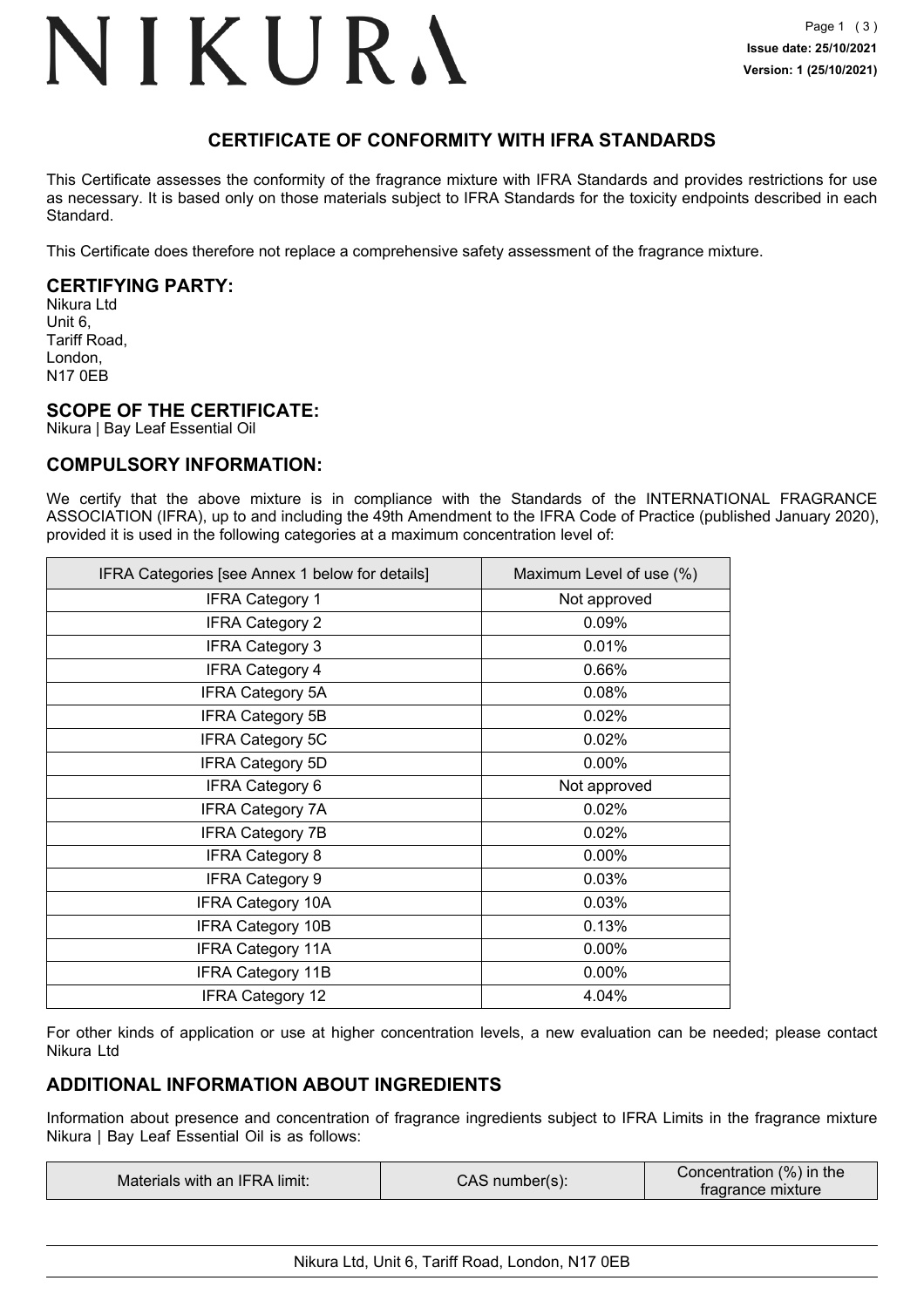# NIKURA

**Issue date: 25/10/2021**
**Version: 1 (25/10/2021)**

## CERTIFICATE OF CONFORMITY WITH IFRA STANDARDS

This Certificate assesses the conformity of the fragrance mixture with IFRA Standards and provides restrictions for use as necessary. It is based only on those materials subject to IFRA Standards for the toxicity endpoints described in each Standard.

This Certificate does therefore not replace a comprehensive safety assessment of the fragrance mixture.

### CERTIFYING PARTY:

Nikura Ltd
Unit 6,
Tariff Road,
London,
N17 0EB

### SCOPE OF THE CERTIFICATE:

Nikura | Bay Leaf Essential Oil

### COMPULSORY INFORMATION:

We certify that the above mixture is in compliance with the Standards of the INTERNATIONAL FRAGRANCE ASSOCIATION (IFRA), up to and including the 49th Amendment to the IFRA Code of Practice (published January 2020), provided it is used in the following categories at a maximum concentration level of:

| IFRA Categories [see Annex 1 below for details] | Maximum Level of use (%) |
|---|---|
| IFRA Category 1 | Not approved |
| IFRA Category 2 | 0.09% |
| IFRA Category 3 | 0.01% |
| IFRA Category 4 | 0.66% |
| IFRA Category 5A | 0.08% |
| IFRA Category 5B | 0.02% |
| IFRA Category 5C | 0.02% |
| IFRA Category 5D | 0.00% |
| IFRA Category 6 | Not approved |
| IFRA Category 7A | 0.02% |
| IFRA Category 7B | 0.02% |
| IFRA Category 8 | 0.00% |
| IFRA Category 9 | 0.03% |
| IFRA Category 10A | 0.03% |
| IFRA Category 10B | 0.13% |
| IFRA Category 11A | 0.00% |
| IFRA Category 11B | 0.00% |
| IFRA Category 12 | 4.04% |

For other kinds of application or use at higher concentration levels, a new evaluation can be needed; please contact Nikura Ltd

### ADDITIONAL INFORMATION ABOUT INGREDIENTS

Information about presence and concentration of fragrance ingredients subject to IFRA Limits in the fragrance mixture Nikura | Bay Leaf Essential Oil is as follows:

| Materials with an IFRA limit: | CAS number(s): | Concentration (%) in the fragrance mixture |
|---|---|---|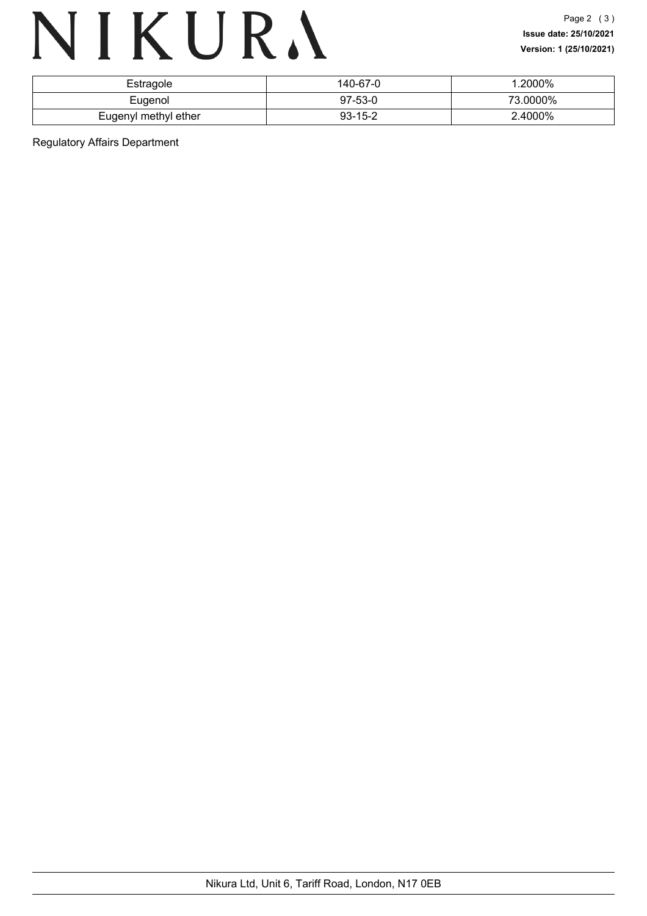| Estragole | 140-67-0 | 1.2000% |
|---|---|---|
| Eugenol | 97-53-0 | 73.0000% |
| Eugenyl methyl ether | 93-15-2 | 2.4000% |

Regulatory Affairs Department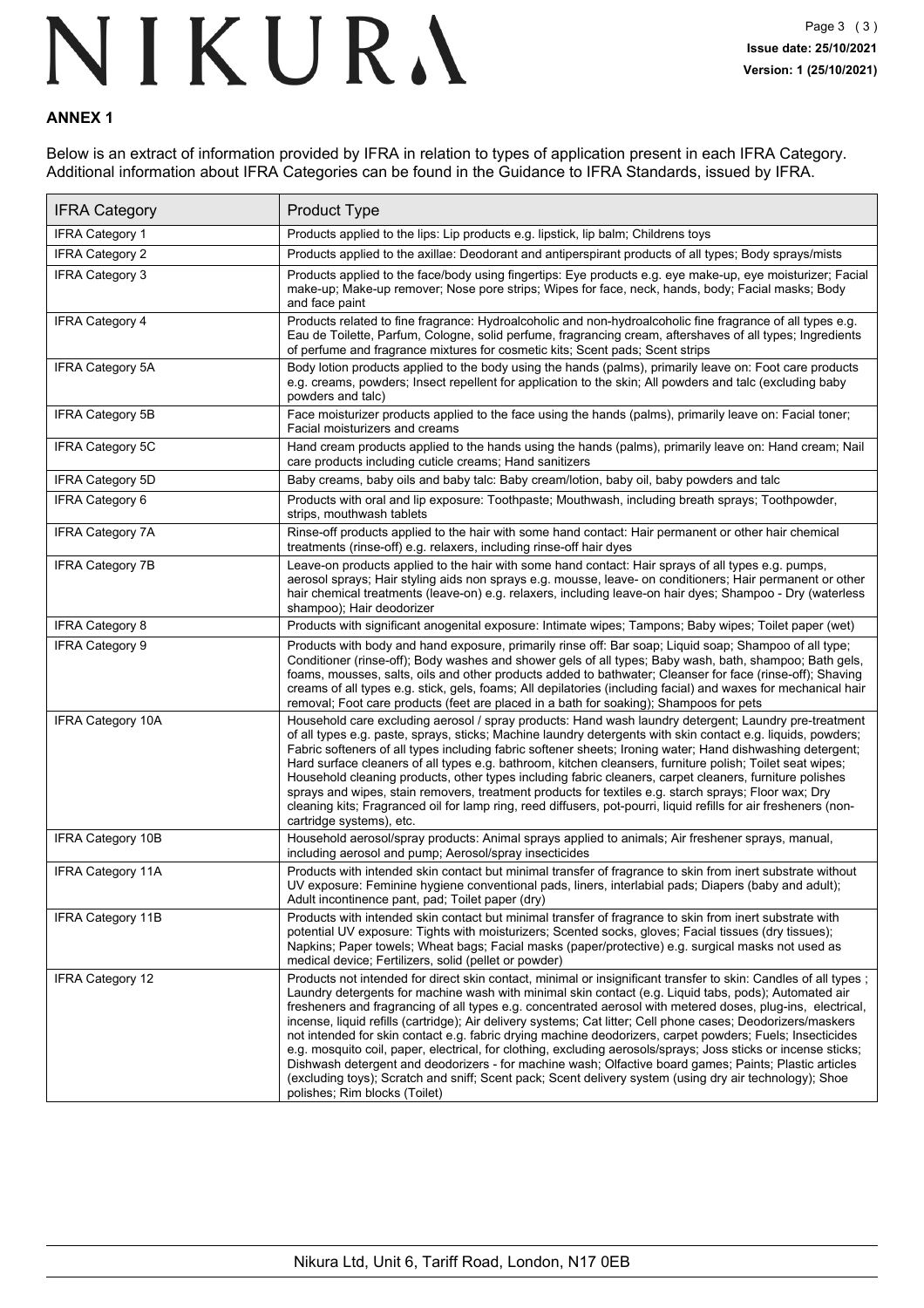## ANNEX 1

Below is an extract of information provided by IFRA in relation to types of application present in each IFRA Category. Additional information about IFRA Categories can be found in the Guidance to IFRA Standards, issued by IFRA.

| IFRA Category | Product Type |
|---|---|
| IFRA Category 1 | Products applied to the lips: Lip products e.g. lipstick, lip balm; Childrens toys |
| IFRA Category 2 | Products applied to the axillae: Deodorant and antiperspirant products of all types; Body sprays/mists |
| IFRA Category 3 | Products applied to the face/body using fingertips: Eye products e.g. eye make-up, eye moisturizer; Facial make-up; Make-up remover; Nose pore strips; Wipes for face, neck, hands, body; Facial masks; Body and face paint |
| IFRA Category 4 | Products related to fine fragrance: Hydroalcoholic and non-hydroalcoholic fine fragrance of all types e.g. Eau de Toilette, Parfum, Cologne, solid perfume, fragrancing cream, aftershaves of all types; Ingredients of perfume and fragrance mixtures for cosmetic kits; Scent pads; Scent strips |
| IFRA Category 5A | Body lotion products applied to the body using the hands (palms), primarily leave on: Foot care products e.g. creams, powders; Insect repellent for application to the skin; All powders and talc (excluding baby powders and talc) |
| IFRA Category 5B | Face moisturizer products applied to the face using the hands (palms), primarily leave on: Facial toner; Facial moisturizers and creams |
| IFRA Category 5C | Hand cream products applied to the hands using the hands (palms), primarily leave on: Hand cream; Nail care products including cuticle creams; Hand sanitizers |
| IFRA Category 5D | Baby creams, baby oils and baby talc: Baby cream/lotion, baby oil, baby powders and talc |
| IFRA Category 6 | Products with oral and lip exposure: Toothpaste; Mouthwash, including breath sprays; Toothpowder, strips, mouthwash tablets |
| IFRA Category 7A | Rinse-off products applied to the hair with some hand contact: Hair permanent or other hair chemical treatments (rinse-off) e.g. relaxers, including rinse-off hair dyes |
| IFRA Category 7B | Leave-on products applied to the hair with some hand contact: Hair sprays of all types e.g. pumps, aerosol sprays; Hair styling aids non sprays e.g. mousse, leave- on conditioners; Hair permanent or other hair chemical treatments (leave-on) e.g. relaxers, including leave-on hair dyes; Shampoo - Dry (waterless shampoo); Hair deodorizer |
| IFRA Category 8 | Products with significant anogenital exposure: Intimate wipes; Tampons; Baby wipes; Toilet paper (wet) |
| IFRA Category 9 | Products with body and hand exposure, primarily rinse off: Bar soap; Liquid soap; Shampoo of all type; Conditioner (rinse-off); Body washes and shower gels of all types; Baby wash, bath, shampoo; Bath gels, foams, mousses, salts, oils and other products added to bathwater; Cleanser for face (rinse-off); Shaving creams of all types e.g. stick, gels, foams; All depilatories (including facial) and waxes for mechanical hair removal; Foot care products (feet are placed in a bath for soaking); Shampoos for pets |
| IFRA Category 10A | Household care excluding aerosol / spray products: Hand wash laundry detergent; Laundry pre-treatment of all types e.g. paste, sprays, sticks; Machine laundry detergents with skin contact e.g. liquids, powders; Fabric softeners of all types including fabric softener sheets; Ironing water; Hand dishwashing detergent; Hard surface cleaners of all types e.g. bathroom, kitchen cleansers, furniture polish; Toilet seat wipes; Household cleaning products, other types including fabric cleaners, carpet cleaners, furniture polishes sprays and wipes, stain removers, treatment products for textiles e.g. starch sprays; Floor wax; Dry cleaning kits; Fragranced oil for lamp ring, reed diffusers, pot-pourri, liquid refills for air fresheners (non-cartridge systems), etc. |
| IFRA Category 10B | Household aerosol/spray products: Animal sprays applied to animals; Air freshener sprays, manual, including aerosol and pump; Aerosol/spray insecticides |
| IFRA Category 11A | Products with intended skin contact but minimal transfer of fragrance to skin from inert substrate without UV exposure: Feminine hygiene conventional pads, liners, interlabial pads; Diapers (baby and adult); Adult incontinence pant, pad; Toilet paper (dry) |
| IFRA Category 11B | Products with intended skin contact but minimal transfer of fragrance to skin from inert substrate with potential UV exposure: Tights with moisturizers; Scented socks, gloves; Facial tissues (dry tissues); Napkins; Paper towels; Wheat bags; Facial masks (paper/protective) e.g. surgical masks not used as medical device; Fertilizers, solid (pellet or powder) |
| IFRA Category 12 | Products not intended for direct skin contact, minimal or insignificant transfer to skin: Candles of all types ; Laundry detergents for machine wash with minimal skin contact (e.g. Liquid tabs, pods); Automated air fresheners and fragrancing of all types e.g. concentrated aerosol with metered doses, plug-ins, electrical, incense, liquid refills (cartridge); Air delivery systems; Cat litter; Cell phone cases; Deodorizers/maskers not intended for skin contact e.g. fabric drying machine deodorizers, carpet powders; Fuels; Insecticides e.g. mosquito coil, paper, electrical, for clothing, excluding aerosols/sprays; Joss sticks or incense sticks; Dishwash detergent and deodorizers - for machine wash; Olfactive board games; Paints; Plastic articles (excluding toys); Scratch and sniff; Scent pack; Scent delivery system (using dry air technology); Shoe polishes; Rim blocks (Toilet) |